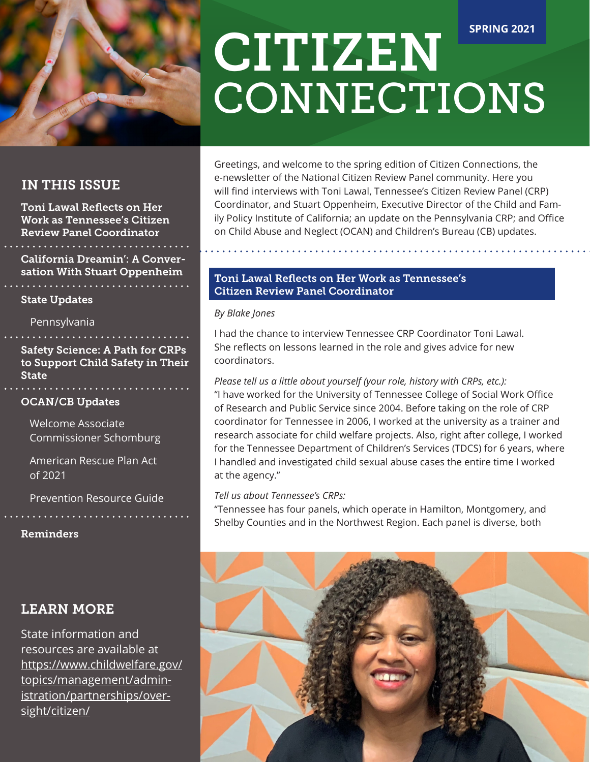# CITIZEN CONNECTIONS

**SPRING 2021**

## IN THIS ISSUE

**Toni Lawal Reflects on Her Work as Tennessee's Citizen Review Panel Coordinator**

**California Dreamin': A Conversation With Stuart Oppenheim**

**State Updates**

- Pennsylvania

**Safety Science: A Path for CRPs to Support Child Safety in Their State**

**OCAN/CB Updates**

- Welcome Associate Commissioner Schomburg
- American Rescue Plan Act of 2021
- Prevention Resource Guide

**Reminders**

## LEARN MORE

State information and resources are available at https://www.childwelfare.gov/topics/management/administration/partnerships/oversight/citizen/

Greetings, and welcome to the spring edition of Citizen Connections, the e-newsletter of the National Citizen Review Panel community. Here you will find interviews with Toni Lawal, Tennessee's Citizen Review Panel (CRP) Coordinator, and Stuart Oppenheim, Executive Director of the Child and Family Policy Institute of California; an update on the Pennsylvania CRP; and Office on Child Abuse and Neglect (OCAN) and Children's Bureau (CB) updates.

## Toni Lawal Reflects on Her Work as Tennessee's Citizen Review Panel Coordinator

*By Blake Jones*

I had the chance to interview Tennessee CRP Coordinator Toni Lawal. She reflects on lessons learned in the role and gives advice for new coordinators.

*Please tell us a little about yourself (your role, history with CRPs, etc.):*
"I have worked for the University of Tennessee College of Social Work Office of Research and Public Service since 2004. Before taking on the role of CRP coordinator for Tennessee in 2006, I worked at the university as a trainer and research associate for child welfare projects. Also, right after college, I worked for the Tennessee Department of Children's Services (TDCS) for 6 years, where I handled and investigated child sexual abuse cases the entire time I worked at the agency."

*Tell us about Tennessee's CRPs:*
"Tennessee has four panels, which operate in Hamilton, Montgomery, and Shelby Counties and in the Northwest Region. Each panel is diverse, both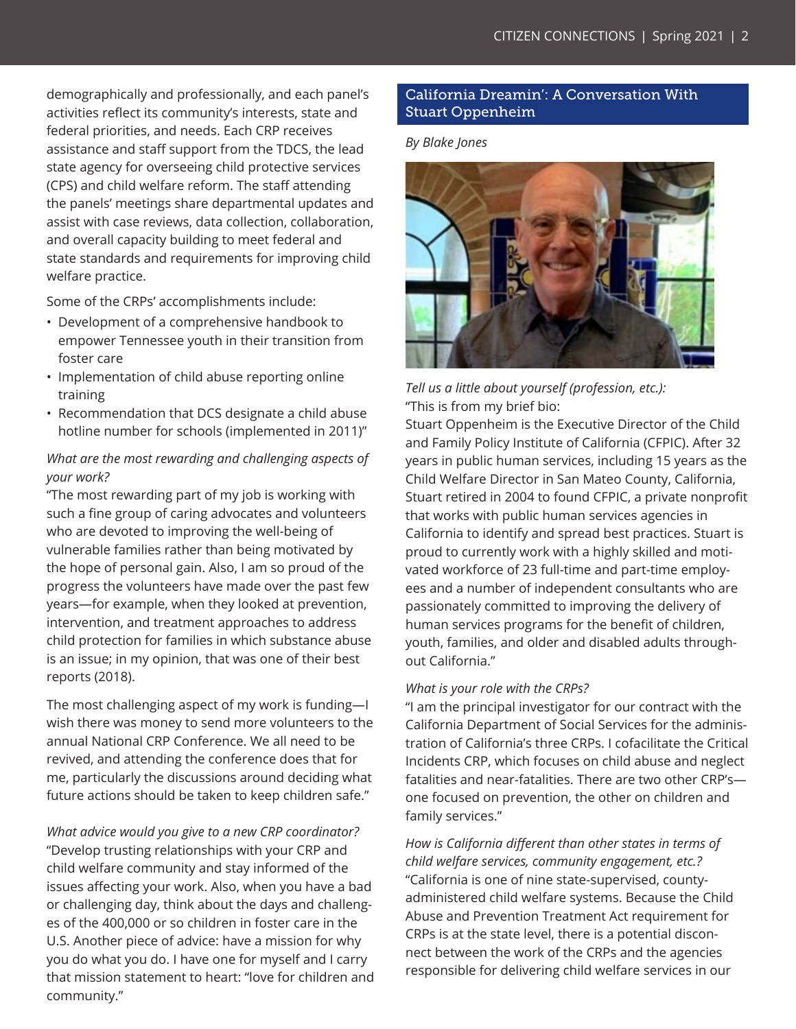demographically and professionally, and each panel's activities reflect its community's interests, state and federal priorities, and needs. Each CRP receives assistance and staff support from the TDCS, the lead state agency for overseeing child protective services (CPS) and child welfare reform. The staff attending the panels' meetings share departmental updates and assist with case reviews, data collection, collaboration, and overall capacity building to meet federal and state standards and requirements for improving child welfare practice.

Some of the CRPs' accomplishments include:

- Development of a comprehensive handbook to empower Tennessee youth in their transition from foster care
- Implementation of child abuse reporting online training
- Recommendation that DCS designate a child abuse hotline number for schools (implemented in 2011)"

*What are the most rewarding and challenging aspects of your work?*

"The most rewarding part of my job is working with such a fine group of caring advocates and volunteers who are devoted to improving the well-being of vulnerable families rather than being motivated by the hope of personal gain. Also, I am so proud of the progress the volunteers have made over the past few years—for example, when they looked at prevention, intervention, and treatment approaches to address child protection for families in which substance abuse is an issue; in my opinion, that was one of their best reports (2018).

The most challenging aspect of my work is funding—I wish there was money to send more volunteers to the annual National CRP Conference. We all need to be revived, and attending the conference does that for me, particularly the discussions around deciding what future actions should be taken to keep children safe."

*What advice would you give to a new CRP coordinator?*

"Develop trusting relationships with your CRP and child welfare community and stay informed of the issues affecting your work. Also, when you have a bad or challenging day, think about the days and challenges of the 400,000 or so children in foster care in the U.S. Another piece of advice: have a mission for why you do what you do. I have one for myself and I carry that mission statement to heart: "love for children and community."

## California Dreamin': A Conversation With Stuart Oppenheim

*By Blake Jones*

*Tell us a little about yourself (profession, etc.):*

"This is from my brief bio:

Stuart Oppenheim is the Executive Director of the Child and Family Policy Institute of California (CFPIC). After 32 years in public human services, including 15 years as the Child Welfare Director in San Mateo County, California, Stuart retired in 2004 to found CFPIC, a private nonprofit that works with public human services agencies in California to identify and spread best practices. Stuart is proud to currently work with a highly skilled and motivated workforce of 23 full-time and part-time employees and a number of independent consultants who are passionately committed to improving the delivery of human services programs for the benefit of children, youth, families, and older and disabled adults throughout California."

*What is your role with the CRPs?*

"I am the principal investigator for our contract with the California Department of Social Services for the administration of California's three CRPs. I cofacilitate the Critical Incidents CRP, which focuses on child abuse and neglect fatalities and near-fatalities. There are two other CRP's—one focused on prevention, the other on children and family services."

*How is California different than other states in terms of child welfare services, community engagement, etc.?*

"California is one of nine state-supervised, county-administered child welfare systems. Because the Child Abuse and Prevention Treatment Act requirement for CRPs is at the state level, there is a potential disconnect between the work of the CRPs and the agencies responsible for delivering child welfare services in our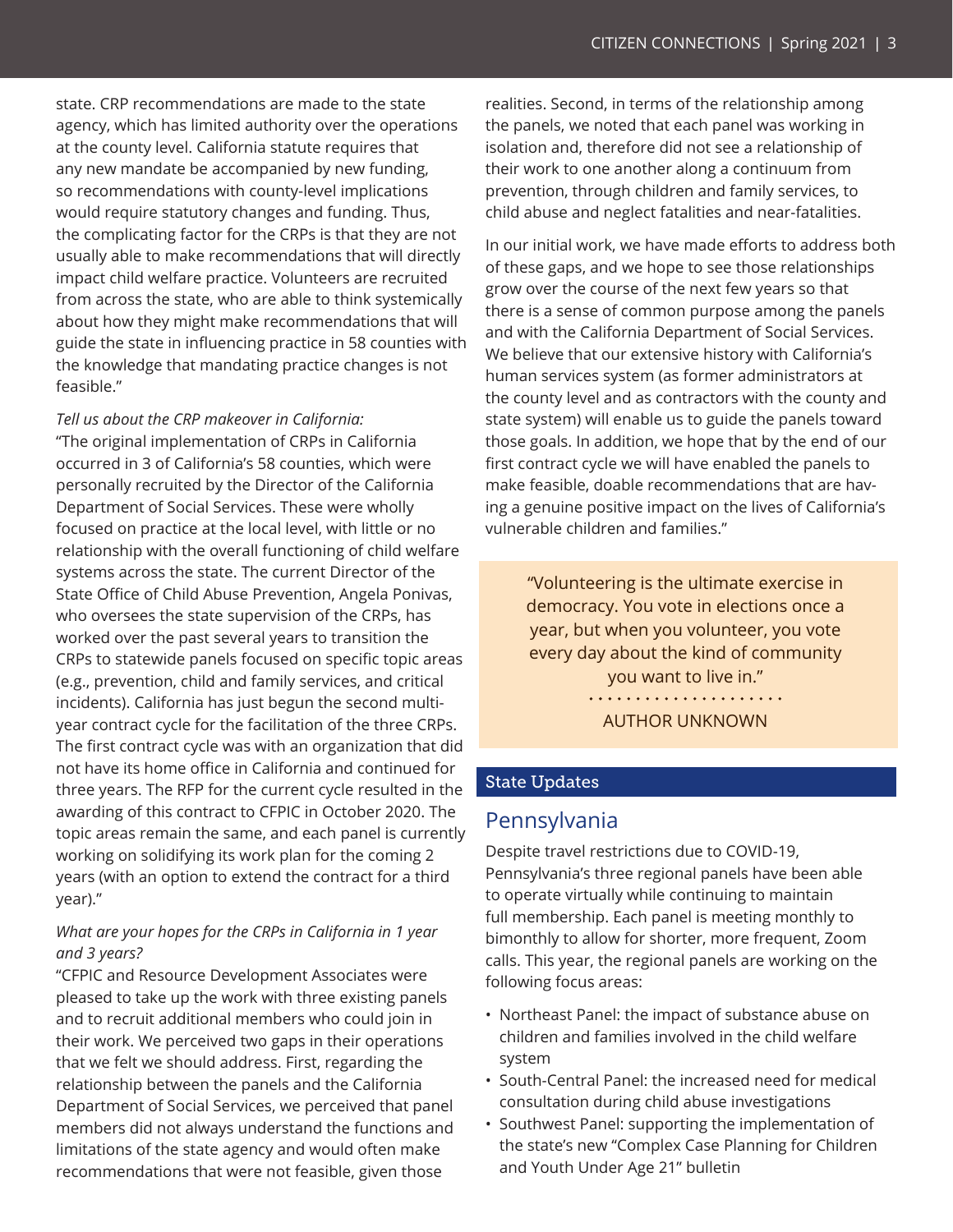state. CRP recommendations are made to the state agency, which has limited authority over the operations at the county level. California statute requires that any new mandate be accompanied by new funding, so recommendations with county-level implications would require statutory changes and funding. Thus, the complicating factor for the CRPs is that they are not usually able to make recommendations that will directly impact child welfare practice. Volunteers are recruited from across the state, who are able to think systemically about how they might make recommendations that will guide the state in influencing practice in 58 counties with the knowledge that mandating practice changes is not feasible."

*Tell us about the CRP makeover in California:*
"The original implementation of CRPs in California occurred in 3 of California's 58 counties, which were personally recruited by the Director of the California Department of Social Services. These were wholly focused on practice at the local level, with little or no relationship with the overall functioning of child welfare systems across the state. The current Director of the State Office of Child Abuse Prevention, Angela Ponivas, who oversees the state supervision of the CRPs, has worked over the past several years to transition the CRPs to statewide panels focused on specific topic areas (e.g., prevention, child and family services, and critical incidents). California has just begun the second multi-year contract cycle for the facilitation of the three CRPs. The first contract cycle was with an organization that did not have its home office in California and continued for three years. The RFP for the current cycle resulted in the awarding of this contract to CFPIC in October 2020. The topic areas remain the same, and each panel is currently working on solidifying its work plan for the coming 2 years (with an option to extend the contract for a third year)."

*What are your hopes for the CRPs in California in 1 year and 3 years?*
"CFPIC and Resource Development Associates were pleased to take up the work with three existing panels and to recruit additional members who could join in their work. We perceived two gaps in their operations that we felt we should address. First, regarding the relationship between the panels and the California Department of Social Services, we perceived that panel members did not always understand the functions and limitations of the state agency and would often make recommendations that were not feasible, given those realities. Second, in terms of the relationship among the panels, we noted that each panel was working in isolation and, therefore did not see a relationship of their work to one another along a continuum from prevention, through children and family services, to child abuse and neglect fatalities and near-fatalities.

In our initial work, we have made efforts to address both of these gaps, and we hope to see those relationships grow over the course of the next few years so that there is a sense of common purpose among the panels and with the California Department of Social Services. We believe that our extensive history with California's human services system (as former administrators at the county level and as contractors with the county and state system) will enable us to guide the panels toward those goals. In addition, we hope that by the end of our first contract cycle we will have enabled the panels to make feasible, doable recommendations that are having a genuine positive impact on the lives of California's vulnerable children and families."

> "Volunteering is the ultimate exercise in democracy. You vote in elections once a year, but when you volunteer, you vote every day about the kind of community you want to live in."
>
> AUTHOR UNKNOWN

## State Updates

### Pennsylvania

Despite travel restrictions due to COVID-19, Pennsylvania's three regional panels have been able to operate virtually while continuing to maintain full membership. Each panel is meeting monthly to bimonthly to allow for shorter, more frequent, Zoom calls. This year, the regional panels are working on the following focus areas:

- Northeast Panel: the impact of substance abuse on children and families involved in the child welfare system
- South-Central Panel: the increased need for medical consultation during child abuse investigations
- Southwest Panel: supporting the implementation of the state's new "Complex Case Planning for Children and Youth Under Age 21" bulletin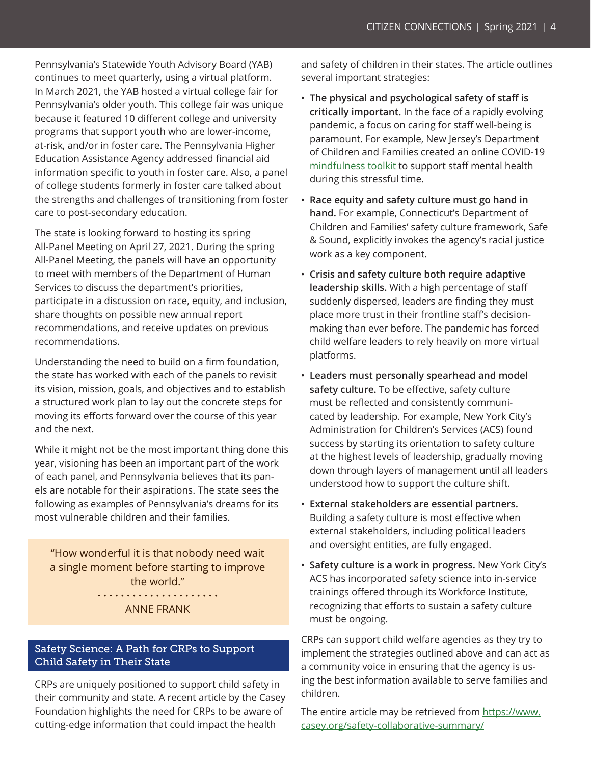Pennsylvania's Statewide Youth Advisory Board (YAB) continues to meet quarterly, using a virtual platform. In March 2021, the YAB hosted a virtual college fair for Pennsylvania's older youth. This college fair was unique because it featured 10 different college and university programs that support youth who are lower-income, at-risk, and/or in foster care. The Pennsylvania Higher Education Assistance Agency addressed financial aid information specific to youth in foster care. Also, a panel of college students formerly in foster care talked about the strengths and challenges of transitioning from foster care to post-secondary education.

The state is looking forward to hosting its spring All-Panel Meeting on April 27, 2021. During the spring All-Panel Meeting, the panels will have an opportunity to meet with members of the Department of Human Services to discuss the department's priorities, participate in a discussion on race, equity, and inclusion, share thoughts on possible new annual report recommendations, and receive updates on previous recommendations.

Understanding the need to build on a firm foundation, the state has worked with each of the panels to revisit its vision, mission, goals, and objectives and to establish a structured work plan to lay out the concrete steps for moving its efforts forward over the course of this year and the next.

While it might not be the most important thing done this year, visioning has been an important part of the work of each panel, and Pennsylvania believes that its panels are notable for their aspirations. The state sees the following as examples of Pennsylvania's dreams for its most vulnerable children and their families.

> "How wonderful it is that nobody need wait a single moment before starting to improve the world."
>
> ANNE FRANK

## Safety Science: A Path for CRPs to Support Child Safety in Their State

CRPs are uniquely positioned to support child safety in their community and state. A recent article by the Casey Foundation highlights the need for CRPs to be aware of cutting-edge information that could impact the health and safety of children in their states. The article outlines several important strategies:

- **The physical and psychological safety of staff is critically important.** In the face of a rapidly evolving pandemic, a focus on caring for staff well-being is paramount. For example, New Jersey's Department of Children and Families created an online COVID-19 mindfulness toolkit to support staff mental health during this stressful time.
- **Race equity and safety culture must go hand in hand.** For example, Connecticut's Department of Children and Families' safety culture framework, Safe & Sound, explicitly invokes the agency's racial justice work as a key component.
- **Crisis and safety culture both require adaptive leadership skills.** With a high percentage of staff suddenly dispersed, leaders are finding they must place more trust in their frontline staff's decision-making than ever before. The pandemic has forced child welfare leaders to rely heavily on more virtual platforms.
- **Leaders must personally spearhead and model safety culture.** To be effective, safety culture must be reflected and consistently communicated by leadership. For example, New York City's Administration for Children's Services (ACS) found success by starting its orientation to safety culture at the highest levels of leadership, gradually moving down through layers of management until all leaders understood how to support the culture shift.
- **External stakeholders are essential partners.** Building a safety culture is most effective when external stakeholders, including political leaders and oversight entities, are fully engaged.
- **Safety culture is a work in progress.** New York City's ACS has incorporated safety science into in-service trainings offered through its Workforce Institute, recognizing that efforts to sustain a safety culture must be ongoing.

CRPs can support child welfare agencies as they try to implement the strategies outlined above and can act as a community voice in ensuring that the agency is using the best information available to serve families and children.

The entire article may be retrieved from https://www.casey.org/safety-collaborative-summary/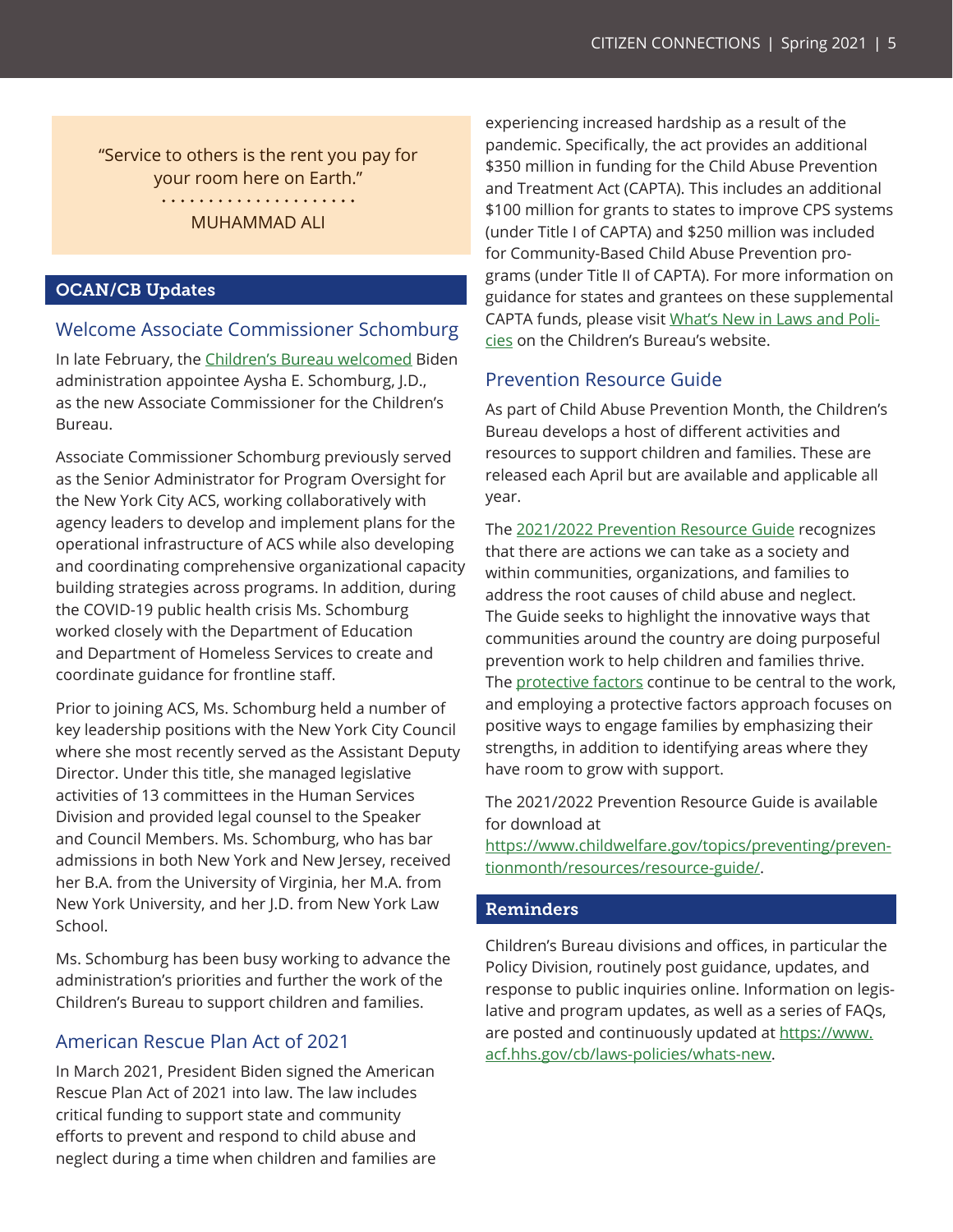> "Service to others is the rent you pay for your room here on Earth."
>
> MUHAMMAD ALI

## OCAN/CB Updates

### Welcome Associate Commissioner Schomburg

In late February, the Children's Bureau welcomed Biden administration appointee Aysha E. Schomburg, J.D., as the new Associate Commissioner for the Children's Bureau.

Associate Commissioner Schomburg previously served as the Senior Administrator for Program Oversight for the New York City ACS, working collaboratively with agency leaders to develop and implement plans for the operational infrastructure of ACS while also developing and coordinating comprehensive organizational capacity building strategies across programs. In addition, during the COVID-19 public health crisis Ms. Schomburg worked closely with the Department of Education and Department of Homeless Services to create and coordinate guidance for frontline staff.

Prior to joining ACS, Ms. Schomburg held a number of key leadership positions with the New York City Council where she most recently served as the Assistant Deputy Director. Under this title, she managed legislative activities of 13 committees in the Human Services Division and provided legal counsel to the Speaker and Council Members. Ms. Schomburg, who has bar admissions in both New York and New Jersey, received her B.A. from the University of Virginia, her M.A. from New York University, and her J.D. from New York Law School.

Ms. Schomburg has been busy working to advance the administration's priorities and further the work of the Children's Bureau to support children and families.

### American Rescue Plan Act of 2021

In March 2021, President Biden signed the American Rescue Plan Act of 2021 into law. The law includes critical funding to support state and community efforts to prevent and respond to child abuse and neglect during a time when children and families are experiencing increased hardship as a result of the pandemic. Specifically, the act provides an additional $350 million in funding for the Child Abuse Prevention and Treatment Act (CAPTA). This includes an additional $100 million for grants to states to improve CPS systems (under Title I of CAPTA) and $250 million was included for Community-Based Child Abuse Prevention programs (under Title II of CAPTA). For more information on guidance for states and grantees on these supplemental CAPTA funds, please visit What's New in Laws and Policies on the Children's Bureau's website.

### Prevention Resource Guide

As part of Child Abuse Prevention Month, the Children's Bureau develops a host of different activities and resources to support children and families. These are released each April but are available and applicable all year.

The 2021/2022 Prevention Resource Guide recognizes that there are actions we can take as a society and within communities, organizations, and families to address the root causes of child abuse and neglect. The Guide seeks to highlight the innovative ways that communities around the country are doing purposeful prevention work to help children and families thrive. The protective factors continue to be central to the work, and employing a protective factors approach focuses on positive ways to engage families by emphasizing their strengths, in addition to identifying areas where they have room to grow with support.

The 2021/2022 Prevention Resource Guide is available for download at https://www.childwelfare.gov/topics/preventing/preventionmonth/resources/resource-guide/.

## Reminders

Children's Bureau divisions and offices, in particular the Policy Division, routinely post guidance, updates, and response to public inquiries online. Information on legislative and program updates, as well as a series of FAQs, are posted and continuously updated at https://www.acf.hhs.gov/cb/laws-policies/whats-new.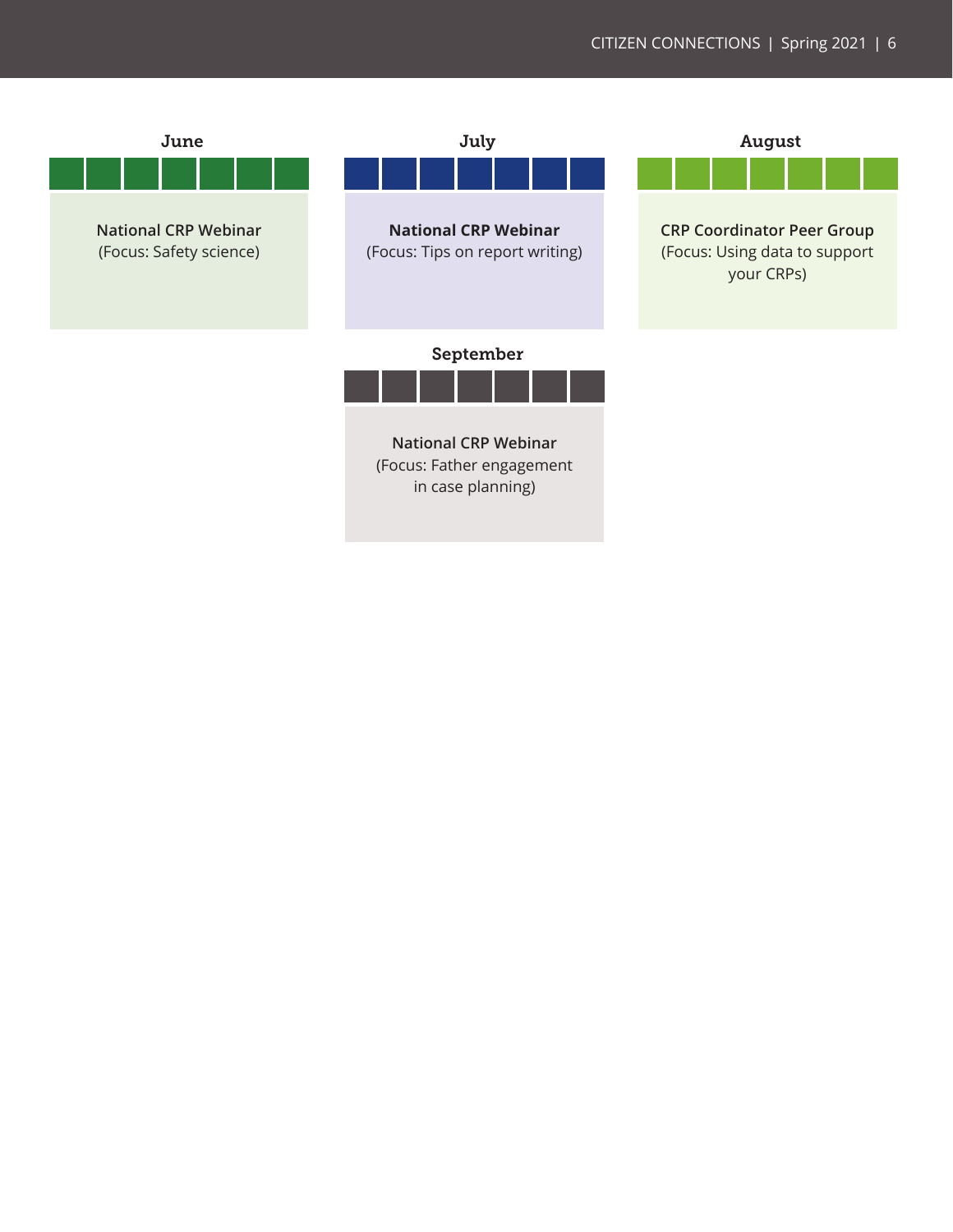### June

**National CRP Webinar**
(Focus: Safety science)

### July

**National CRP Webinar**
(Focus: Tips on report writing)

### August

**CRP Coordinator Peer Group**
(Focus: Using data to support your CRPs)

### September

**National CRP Webinar**
(Focus: Father engagement in case planning)